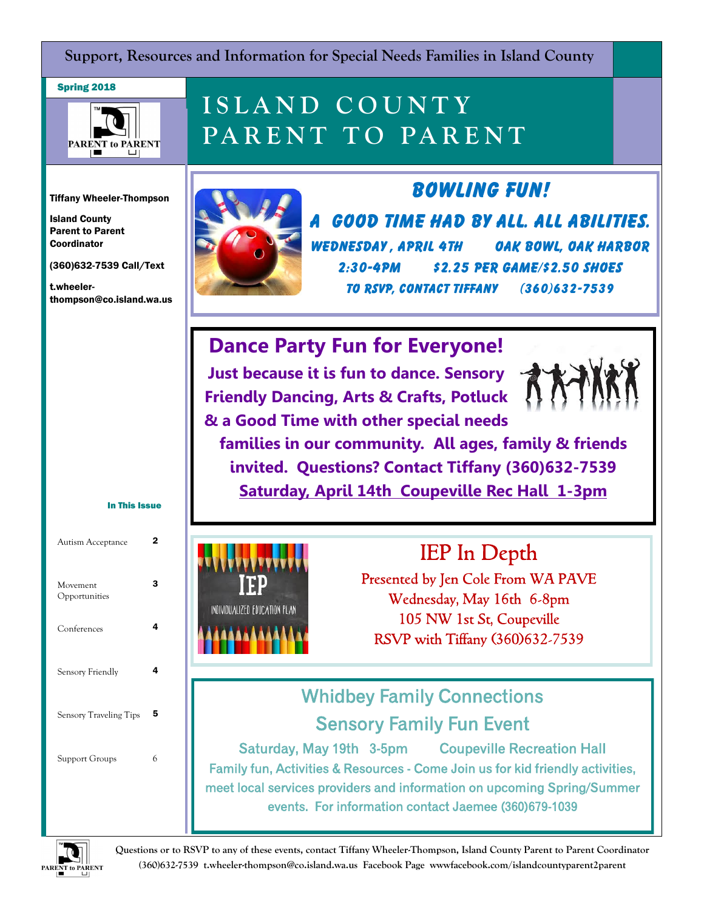Support, Resources and Information for Special Needs Families in Island County

Spring 2018

# ISLAND COUNTY PARENT TO PARENT

**Tiffany Wheeler-Thompson**

**Island County Parent to Parent Coordinator**

**(360)632-7539 Call/Text**

**t.wheeler-thompson@co.island.wa.us**

**In This Issue**

| | |
|---|---|
| Autism Acceptance | 2 |
| Movement Opportunities | 3 |
| Conferences | 4 |
| Sensory Friendly | 4 |
| Sensory Traveling Tips | 5 |
| Support Groups | 6 |

## BOWLING FUN!

### A GOOD TIME HAD BY ALL. ALL ABILITIES.

WEDNESDAY, APRIL 4TH  OAK BOWL, OAK HARBOR

2:30-4PM  $2.25 PER GAME/$2.50 SHOES

TO RSVP, CONTACT TIFFANY (360)632-7539

## Dance Party Fun for Everyone!

**Just because it is fun to dance. Sensory Friendly Dancing, Arts & Crafts, Potluck & a Good Time with other special needs families in our community. All ages, family & friends invited. Questions? Contact Tiffany (360)632-7539**

**Saturday, April 14th Coupeville Rec Hall 1-3pm**

## IEP In Depth

Presented by Jen Cole From WA PAVE

Wednesday, May 16th 6-8pm

105 NW 1st St, Coupeville

RSVP with Tiffany (360)632-7539

## Whidbey Family Connections

## Sensory Family Fun Event

Saturday, May 19th 3-5pm  Coupeville Recreation Hall

Family fun, Activities & Resources - Come Join us for kid friendly activities, meet local services providers and information on upcoming Spring/Summer events. For information contact Jaemee (360)679-1039

**Questions or to RSVP to any of these events, contact Tiffany Wheeler-Thompson, Island County Parent to Parent Coordinator (360)632-7539 t.wheeler-thompson@co.island.wa.us Facebook Page wwwfacebook.com/islandcountyparent2parent**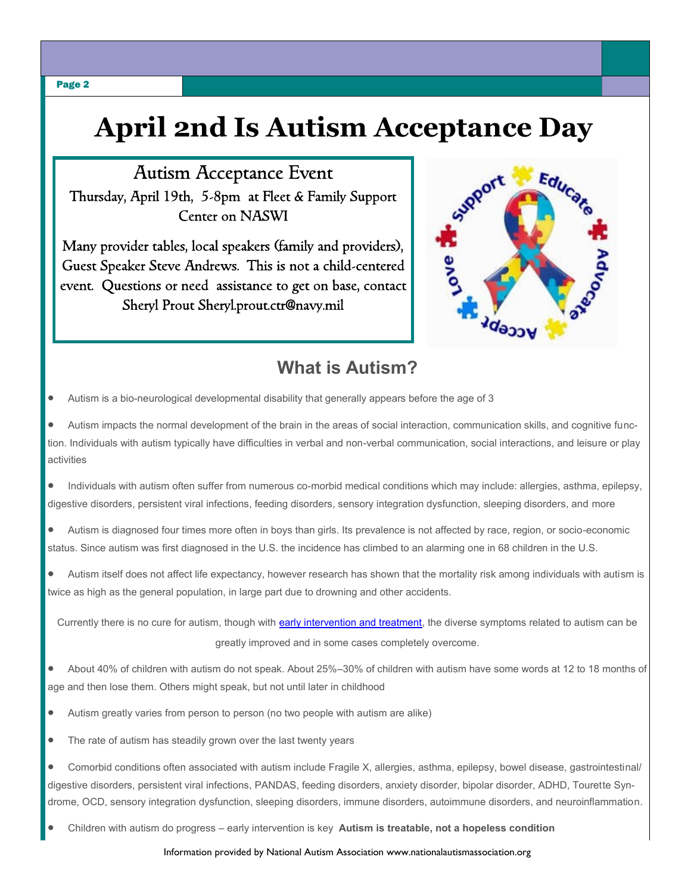# April 2nd Is Autism Acceptance Day

## Autism Acceptance Event

Thursday, April 19th, 5-8pm at Fleet & Family Support Center on NASWI

Many provider tables, local speakers (family and providers), Guest Speaker Steve Andrews. This is not a child-centered event. Questions or need assistance to get on base, contact Sheryl Prout Sheryl.prout.ctr@navy.mil

## What is Autism?

- Autism is a bio-neurological developmental disability that generally appears before the age of 3
- Autism impacts the normal development of the brain in the areas of social interaction, communication skills, and cognitive function. Individuals with autism typically have difficulties in verbal and non-verbal communication, social interactions, and leisure or play activities
- Individuals with autism often suffer from numerous co-morbid medical conditions which may include: allergies, asthma, epilepsy, digestive disorders, persistent viral infections, feeding disorders, sensory integration dysfunction, sleeping disorders, and more
- Autism is diagnosed four times more often in boys than girls. Its prevalence is not affected by race, region, or socio-economic status. Since autism was first diagnosed in the U.S. the incidence has climbed to an alarming one in 68 children in the U.S.
- Autism itself does not affect life expectancy, however research has shown that the mortality risk among individuals with autism is twice as high as the general population, in large part due to drowning and other accidents.

Currently there is no cure for autism, though with early intervention and treatment, the diverse symptoms related to autism can be greatly improved and in some cases completely overcome.

- About 40% of children with autism do not speak. About 25%–30% of children with autism have some words at 12 to 18 months of age and then lose them. Others might speak, but not until later in childhood
- Autism greatly varies from person to person (no two people with autism are alike)
- The rate of autism has steadily grown over the last twenty years
- Comorbid conditions often associated with autism include Fragile X, allergies, asthma, epilepsy, bowel disease, gastrointestinal/digestive disorders, persistent viral infections, PANDAS, feeding disorders, anxiety disorder, bipolar disorder, ADHD, Tourette Syndrome, OCD, sensory integration dysfunction, sleeping disorders, immune disorders, autoimmune disorders, and neuroinflammation.
- Children with autism do progress – early intervention is key **Autism is treatable, not a hopeless condition**

Information provided by National Autism Association www.nationalautismassociation.org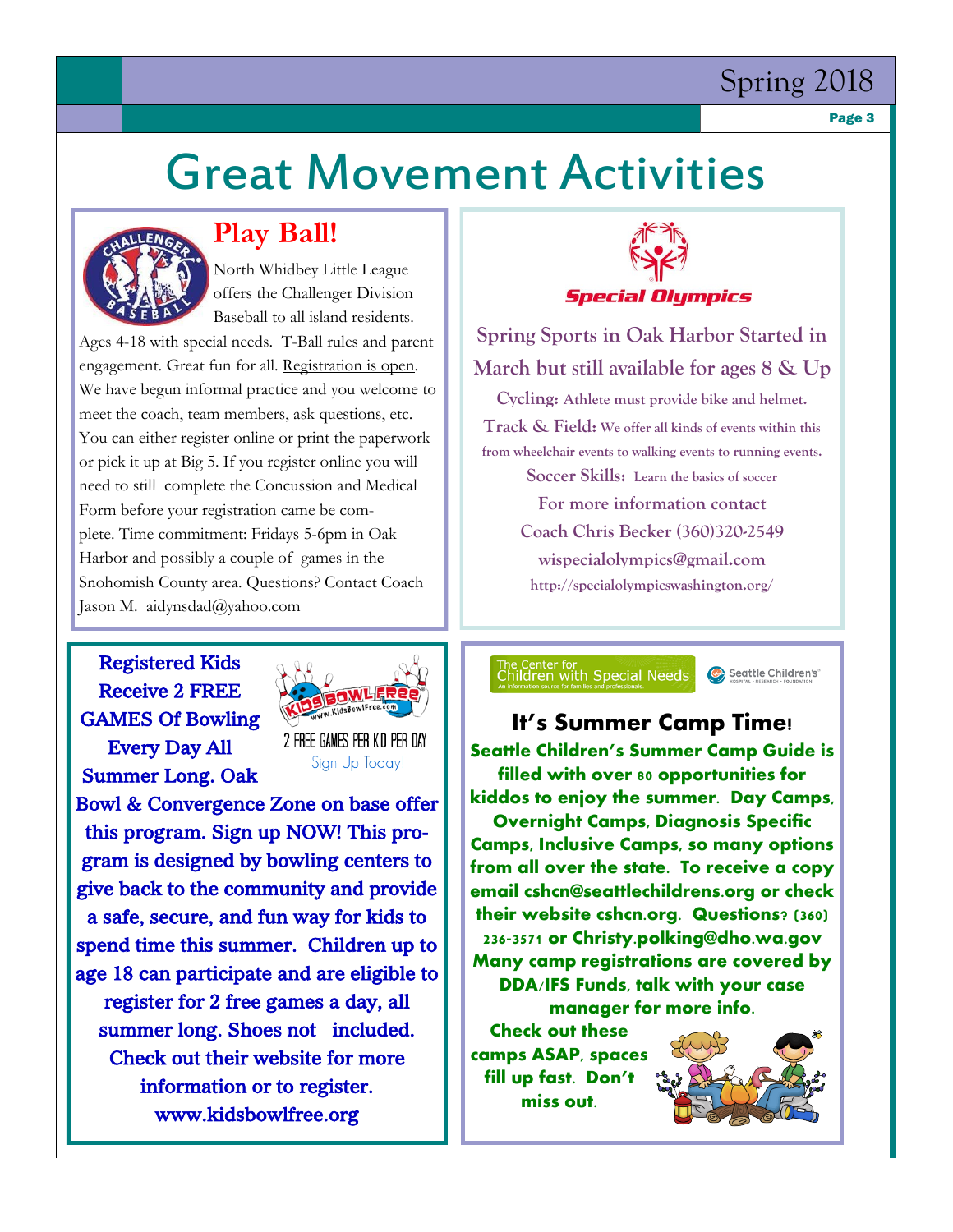# Great Movement Activities

## Play Ball!

North Whidbey Little League offers the Challenger Division Baseball to all island residents. Ages 4-18 with special needs. T-Ball rules and parent engagement. Great fun for all. Registration is open. We have begun informal practice and you welcome to meet the coach, team members, ask questions, etc. You can either register online or print the paperwork or pick it up at Big 5. If you register online you will need to still complete the Concussion and Medical Form before your registration came be complete. Time commitment: Fridays 5-6pm in Oak Harbor and possibly a couple of games in the Snohomish County area. Questions? Contact Coach Jason M. aidynsdad@yahoo.com

## Special Olympics

**Spring Sports in Oak Harbor Started in March but still available for ages 8 & Up**

**Cycling:** Athlete must provide bike and helmet.

**Track & Field:** We offer all kinds of events within this from wheelchair events to walking events to running events.

**Soccer Skills:** Learn the basics of soccer

For more information contact

Coach Chris Becker (360)320-2549

wispecialolympics@gmail.com

http://specialolympicswashington.org/

## Kids Bowl Free

2 FREE GAMES PER KID PER DAY

Sign Up Today!

**Registered Kids Receive 2 FREE GAMES Of Bowling Every Day All Summer Long. Oak Bowl & Convergence Zone on base offer this program. Sign up NOW! This program is designed by bowling centers to give back to the community and provide a safe, secure, and fun way for kids to spend time this summer. Children up to age 18 can participate and are eligible to register for 2 free games a day, all summer long. Shoes not included. Check out their website for more information or to register. www.kidsbowlfree.org**

## It's Summer Camp Time!

The Center for Children with Special Needs — Seattle Children's

**Seattle Children's Summer Camp Guide is filled with over 80 opportunities for kiddos to enjoy the summer. Day Camps, Overnight Camps, Diagnosis Specific Camps, Inclusive Camps, so many options from all over the state. To receive a copy email cshcn@seattlechildrens.org or check their website cshcn.org. Questions? (360) 236-3571 or Christy.polking@dho.wa.gov Many camp registrations are covered by DDA/IFS Funds, talk with your case manager for more info.**

**Check out these camps ASAP, spaces fill up fast. Don't miss out.**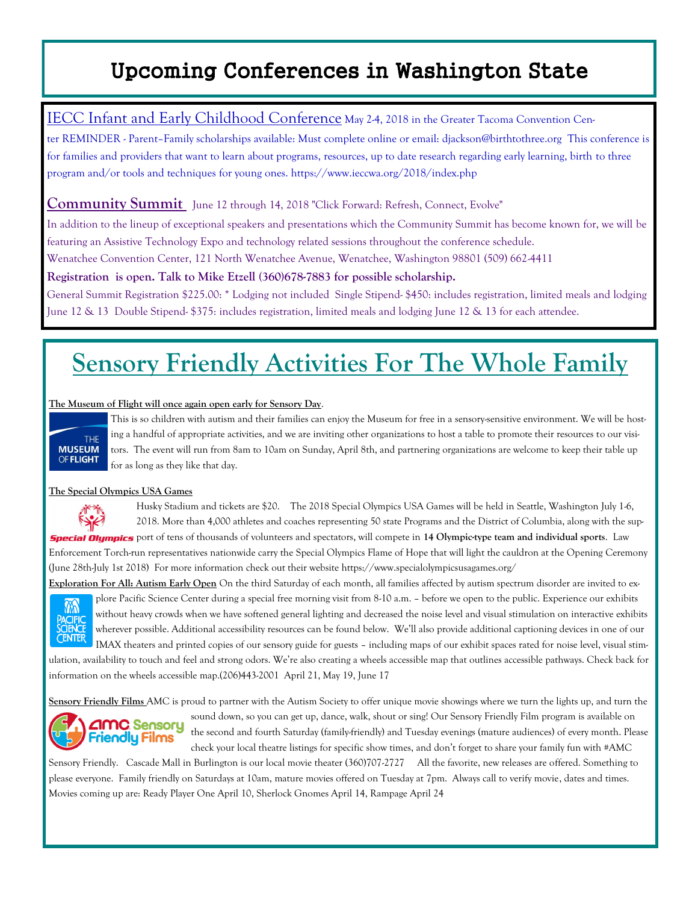# Upcoming Conferences in Washington State

**IECC Infant and Early Childhood Conference** May 2-4, 2018 in the Greater Tacoma Convention Center REMINDER - Parent–Family scholarships available: Must complete online or email: djackson@birthtothree.org This conference is for families and providers that want to learn about programs, resources, up to date research regarding early learning, birth to three program and/or tools and techniques for young ones. https://www.ieccwa.org/2018/index.php

**Community Summit** June 12 through 14, 2018 "Click Forward: Refresh, Connect, Evolve"

In addition to the lineup of exceptional speakers and presentations which the Community Summit has become known for, we will be featuring an Assistive Technology Expo and technology related sessions throughout the conference schedule.

Wenatchee Convention Center, 121 North Wenatchee Avenue, Wenatchee, Washington 98801 (509) 662-4411

**Registration is open. Talk to Mike Etzell (360)678-7883 for possible scholarship.**

General Summit Registration $225.00: * Lodging not included Single Stipend- $450: includes registration, limited meals and lodging June 12 & 13 Double Stipend- $375: includes registration, limited meals and lodging June 12 & 13 for each attendee.

# Sensory Friendly Activities For The Whole Family

**The Museum of Flight will once again open early for Sensory Day**.

This is so children with autism and their families can enjoy the Museum for free in a sensory-sensitive environment. We will be hosting a handful of appropriate activities, and we are inviting other organizations to host a table to promote their resources to our visitors. The event will run from 8am to 10am on Sunday, April 8th, and partnering organizations are welcome to keep their table up for as long as they like that day.

**The Special Olympics USA Games**

Husky Stadium and tickets are $20. The 2018 Special Olympics USA Games will be held in Seattle, Washington July 1-6, 2018. More than 4,000 athletes and coaches representing 50 state Programs and the District of Columbia, along with the support of tens of thousands of volunteers and spectators, will compete in **14 Olympic-type team and individual sports**. Law Enforcement Torch-run representatives nationwide carry the Special Olympics Flame of Hope that will light the cauldron at the Opening Ceremony (June 28th-July 1st 2018) For more information check out their website https://www.specialolympicsusagames.org/

**Exploration For All: Autism Early Open** On the third Saturday of each month, all families affected by autism spectrum disorder are invited to explore Pacific Science Center during a special free morning visit from 8-10 a.m. – before we open to the public. Experience our exhibits without heavy crowds when we have softened general lighting and decreased the noise level and visual stimulation on interactive exhibits wherever possible. Additional accessibility resources can be found below. We'll also provide additional captioning devices in one of our IMAX theaters and printed copies of our sensory guide for guests – including maps of our exhibit spaces rated for noise level, visual stimulation, availability to touch and feel and strong odors. We're also creating a wheels accessible map that outlines accessible pathways. Check back for information on the wheels accessible map.(206)443-2001 April 21, May 19, June 17

**Sensory Friendly Films** AMC is proud to partner with the Autism Society to offer unique movie showings where we turn the lights up, and turn the sound down, so you can get up, dance, walk, shout or sing! Our Sensory Friendly Film program is available on the second and fourth Saturday (family-friendly) and Tuesday evenings (mature audiences) of every month. Please check your local theatre listings for specific show times, and don't forget to share your family fun with #AMC Sensory Friendly. Cascade Mall in Burlington is our local movie theater (360)707-2727 All the favorite, new releases are offered. Something to please everyone. Family friendly on Saturdays at 10am, mature movies offered on Tuesday at 7pm. Always call to verify movie, dates and times. Movies coming up are: Ready Player One April 10, Sherlock Gnomes April 14, Rampage April 24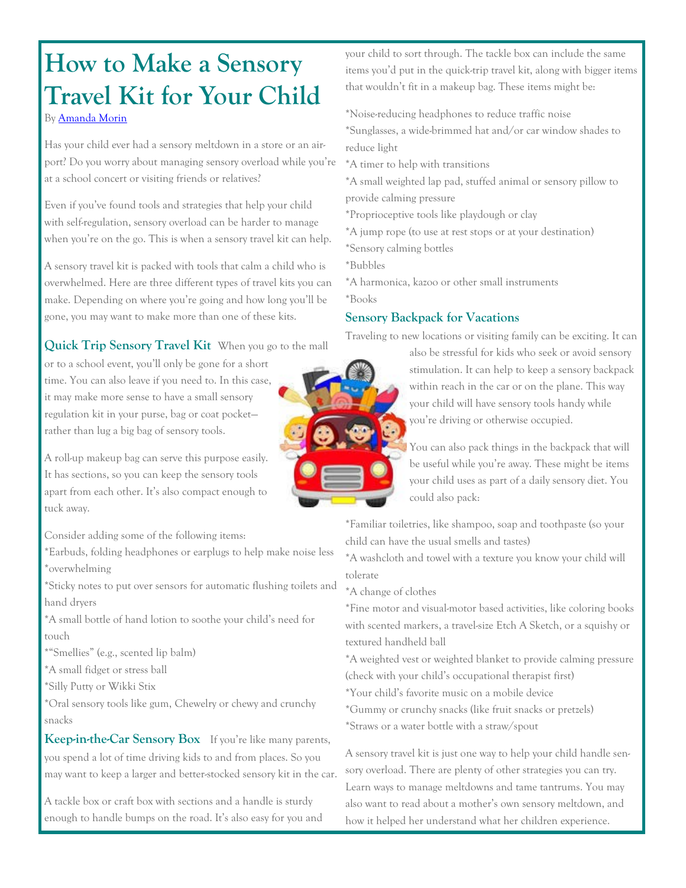# How to Make a Sensory Travel Kit for Your Child

By Amanda Morin

Has your child ever had a sensory meltdown in a store or an airport? Do you worry about managing sensory overload while you're at a school concert or visiting friends or relatives?

Even if you've found tools and strategies that help your child with self-regulation, sensory overload can be harder to manage when you're on the go. This is when a sensory travel kit can help.

A sensory travel kit is packed with tools that calm a child who is overwhelmed. Here are three different types of travel kits you can make. Depending on where you're going and how long you'll be gone, you may want to make more than one of these kits.

### Quick Trip Sensory Travel Kit

When you go to the mall or to a school event, you'll only be gone for a short time. You can also leave if you need to. In this case, it may make more sense to have a small sensory regulation kit in your purse, bag or coat pocket—rather than lug a big bag of sensory tools.

A roll-up makeup bag can serve this purpose easily. It has sections, so you can keep the sensory tools apart from each other. It's also compact enough to tuck away.

Consider adding some of the following items:

*Earbuds, folding headphones or earplugs to help make noise less
*overwhelming
*Sticky notes to put over sensors for automatic flushing toilets and hand dryers
*A small bottle of hand lotion to soothe your child's need for touch
*"Smellies" (e.g., scented lip balm)
*A small fidget or stress ball
*Silly Putty or Wikki Stix
*Oral sensory tools like gum, Chewelry or chewy and crunchy snacks

### Keep-in-the-Car Sensory Box

If you're like many parents, you spend a lot of time driving kids to and from places. So you may want to keep a larger and better-stocked sensory kit in the car.

A tackle box or craft box with sections and a handle is sturdy enough to handle bumps on the road. It's also easy for you and your child to sort through. The tackle box can include the same items you'd put in the quick-trip travel kit, along with bigger items that wouldn't fit in a makeup bag. These items might be:

*Noise-reducing headphones to reduce traffic noise
*Sunglasses, a wide-brimmed hat and/or car window shades to reduce light
*A timer to help with transitions
*A small weighted lap pad, stuffed animal or sensory pillow to provide calming pressure
*Proprioceptive tools like playdough or clay
*A jump rope (to use at rest stops or at your destination)
*Sensory calming bottles
*Bubbles
*A harmonica, kazoo or other small instruments
*Books

### Sensory Backpack for Vacations

Traveling to new locations or visiting family can be exciting. It can also be stressful for kids who seek or avoid sensory stimulation. It can help to keep a sensory backpack within reach in the car or on the plane. This way your child will have sensory tools handy while you're driving or otherwise occupied.

You can also pack things in the backpack that will be useful while you're away. These might be items your child uses as part of a daily sensory diet. You could also pack:

*Familiar toiletries, like shampoo, soap and toothpaste (so your child can have the usual smells and tastes)
*A washcloth and towel with a texture you know your child will tolerate
*A change of clothes
*Fine motor and visual-motor based activities, like coloring books with scented markers, a travel-size Etch A Sketch, or a squishy or textured handheld ball
*A weighted vest or weighted blanket to provide calming pressure (check with your child's occupational therapist first)
*Your child's favorite music on a mobile device
*Gummy or crunchy snacks (like fruit snacks or pretzels)
*Straws or a water bottle with a straw/spout

A sensory travel kit is just one way to help your child handle sensory overload. There are plenty of other strategies you can try. Learn ways to manage meltdowns and tame tantrums. You may also want to read about a mother's own sensory meltdown, and how it helped her understand what her children experience.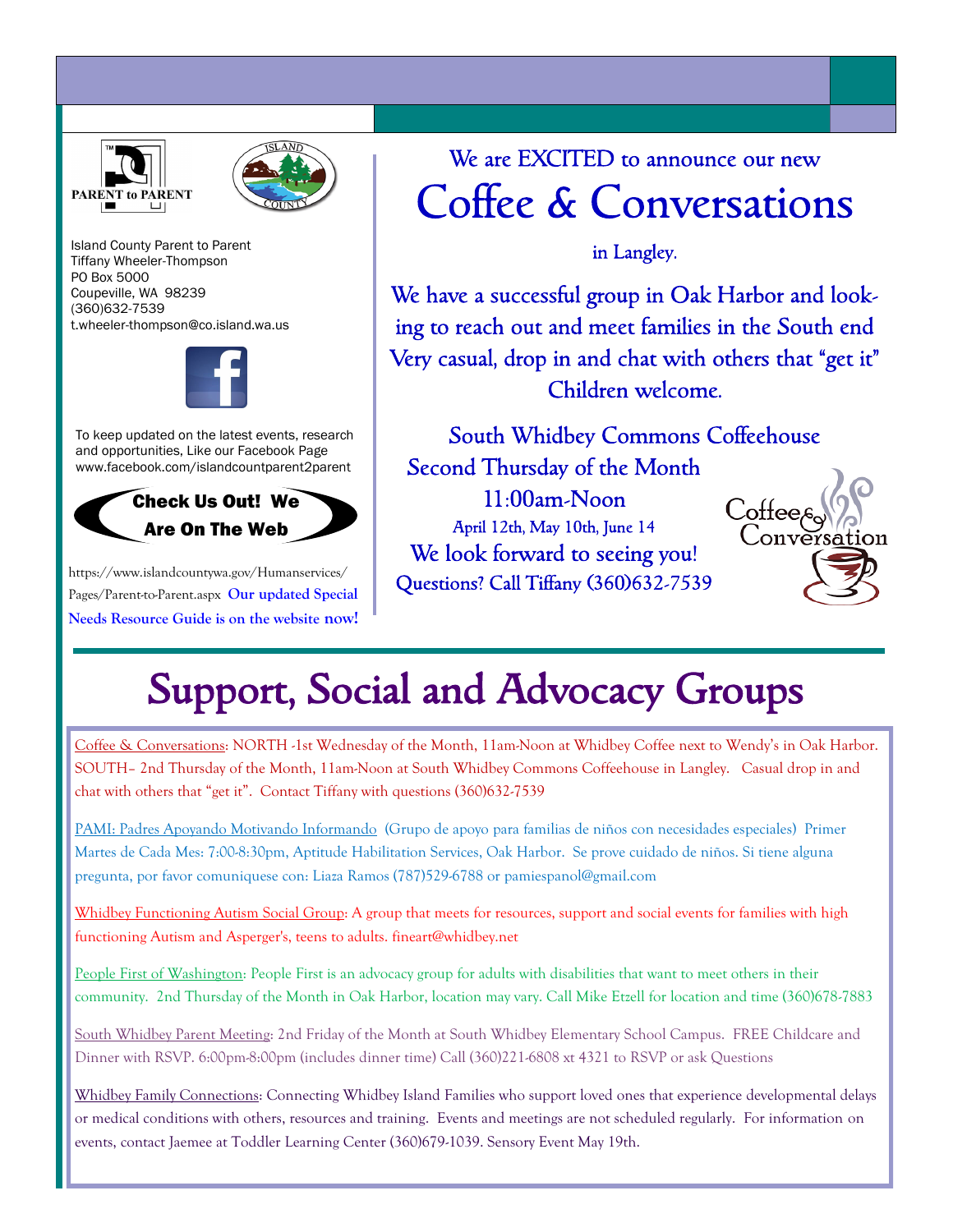PARENT to PARENT

Island County Parent to Parent
Tiffany Wheeler-Thompson
PO Box 5000
Coupeville, WA 98239
(360)632-7539
t.wheeler-thompson@co.island.wa.us

To keep updated on the latest events, research and opportunities, Like our Facebook Page www.facebook.com/islandcountparent2parent

**Check Us Out! We Are On The Web**

https://www.islandcountywa.gov/Humanservices/Pages/Parent-to-Parent.aspx **Our updated Special Needs Resource Guide is on the website now!**

We are EXCITED to announce our new

# Coffee & Conversations

in Langley.

We have a successful group in Oak Harbor and looking to reach out and meet families in the South end Very casual, drop in and chat with others that "get it" Children welcome.

South Whidbey Commons Coffeehouse
Second Thursday of the Month
11:00am-Noon
April 12th, May 10th, June 14
We look forward to seeing you!
Questions? Call Tiffany (360)632-7539

# Support, Social and Advocacy Groups

Coffee & Conversations: NORTH -1st Wednesday of the Month, 11am-Noon at Whidbey Coffee next to Wendy's in Oak Harbor. SOUTH– 2nd Thursday of the Month, 11am-Noon at South Whidbey Commons Coffeehouse in Langley. Casual drop in and chat with others that "get it". Contact Tiffany with questions (360)632-7539

PAMI: Padres Apoyando Motivando Informando (Grupo de apoyo para familias de niños con necesidades especiales) Primer Martes de Cada Mes: 7:00-8:30pm, Aptitude Habilitation Services, Oak Harbor. Se prove cuidado de niños. Si tiene alguna pregunta, por favor comuniquese con: Liaza Ramos (787)529-6788 or pamiespanol@gmail.com

Whidbey Functioning Autism Social Group: A group that meets for resources, support and social events for families with high functioning Autism and Asperger's, teens to adults. fineart@whidbey.net

People First of Washington: People First is an advocacy group for adults with disabilities that want to meet others in their community. 2nd Thursday of the Month in Oak Harbor, location may vary. Call Mike Etzell for location and time (360)678-7883

South Whidbey Parent Meeting: 2nd Friday of the Month at South Whidbey Elementary School Campus. FREE Childcare and Dinner with RSVP. 6:00pm-8:00pm (includes dinner time) Call (360)221-6808 xt 4321 to RSVP or ask Questions

Whidbey Family Connections: Connecting Whidbey Island Families who support loved ones that experience developmental delays or medical conditions with others, resources and training. Events and meetings are not scheduled regularly. For information on events, contact Jaemee at Toddler Learning Center (360)679-1039. Sensory Event May 19th.